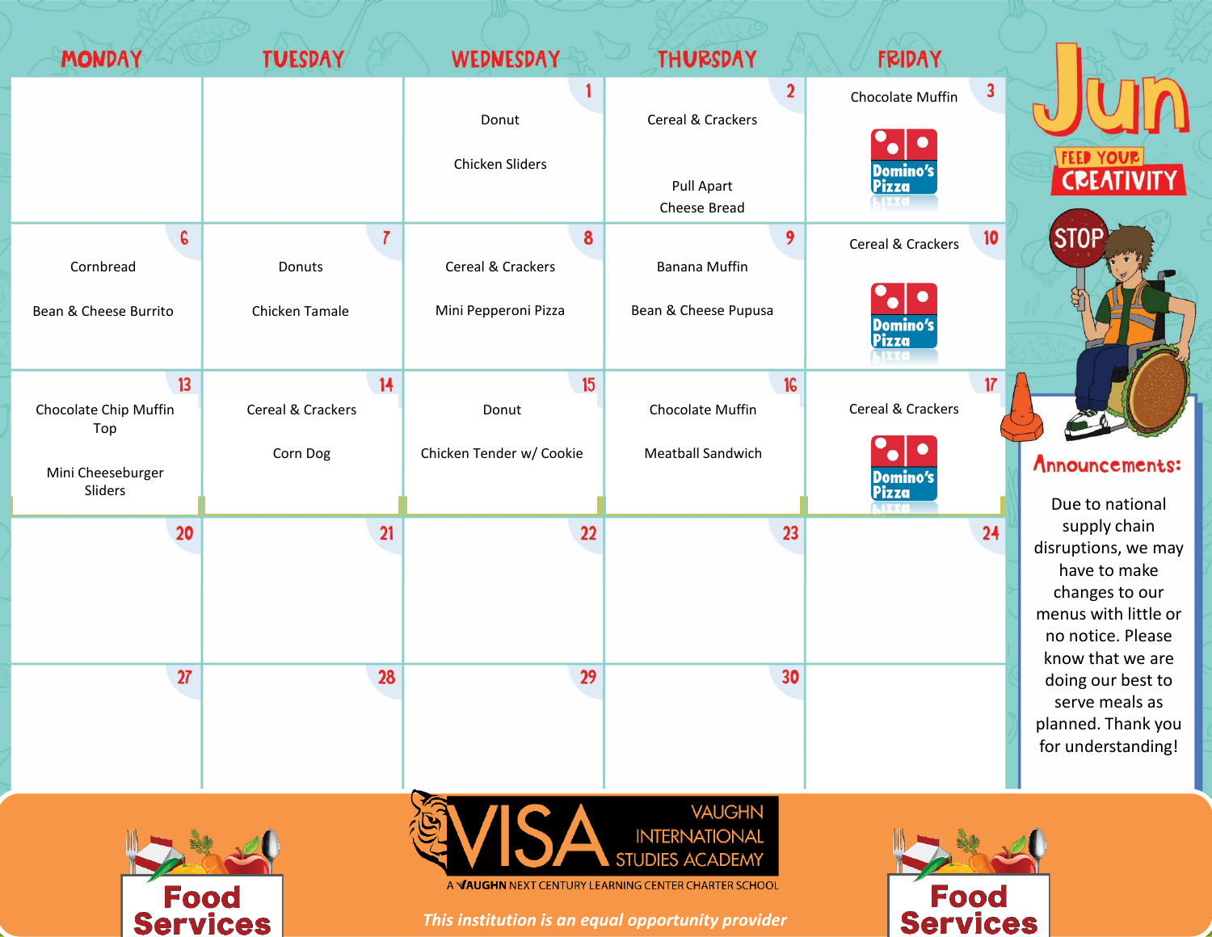# Jun

**FEED YOUR CREATIVITY**

| MONDAY | TUESDAY | WEDNESDAY | THURSDAY | FRIDAY |
|---|---|---|---|---|
| | | **1** Donut<br>Chicken Sliders | **2** Cereal & Crackers<br>Pull Apart Cheese Bread | **3** Chocolate Muffin<br>Domino's Pizza |
| **6** Cornbread<br>Bean & Cheese Burrito | **7** Donuts<br>Chicken Tamale | **8** Cereal & Crackers<br>Mini Pepperoni Pizza | **9** Banana Muffin<br>Bean & Cheese Pupusa | **10** Cereal & Crackers<br>Domino's Pizza |
| **13** Chocolate Chip Muffin Top<br>Mini Cheeseburger Sliders | **14** Cereal & Crackers<br>Corn Dog | **15** Donut<br>Chicken Tender w/ Cookie | **16** Chocolate Muffin<br>Meatball Sandwich | **17** Cereal & Crackers<br>Domino's Pizza |
| **20** | **21** | **22** | **23** | **24** |
| **27** | **28** | **29** | **30** | |

## Announcements:

Due to national supply chain disruptions, we may have to make changes to our menus with little or no notice. Please know that we are doing our best to serve meals as planned. Thank you for understanding!

Food Services

VISA VAUGHN INTERNATIONAL STUDIES ACADEMY

A VAUGHN NEXT CENTURY LEARNING CENTER CHARTER SCHOOL

*This institution is an equal opportunity provider*

Food Services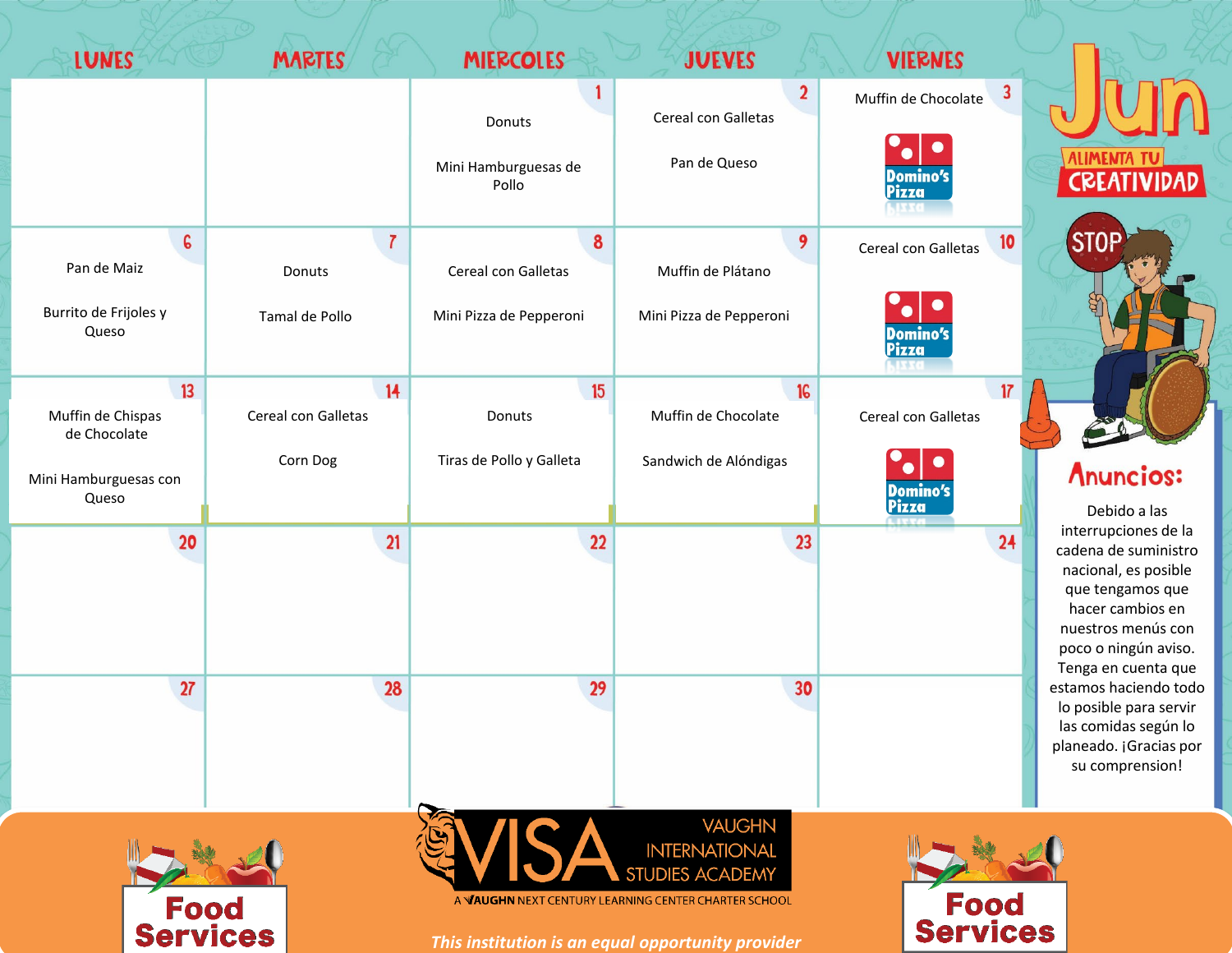# Jun

## ALIMENTA TU CREATIVIDAD

| LUNES | MARTES | MIERCOLES | JUEVES | VIERNES |
|---|---|---|---|---|
| | | 1<br>Donuts<br><br>Mini Hamburguesas de Pollo | 2<br>Cereal con Galletas<br><br>Pan de Queso | 3<br>Muffin de Chocolate<br><br>Domino's Pizza |
| 6<br>Pan de Maiz<br><br>Burrito de Frijoles y Queso | 7<br>Donuts<br><br>Tamal de Pollo | 8<br>Cereal con Galletas<br><br>Mini Pizza de Pepperoni | 9<br>Muffin de Plátano<br><br>Mini Pizza de Pepperoni | 10<br>Cereal con Galletas<br><br>Domino's Pizza |
| 13<br>Muffin de Chispas de Chocolate<br><br>Mini Hamburguesas con Queso | 14<br>Cereal con Galletas<br><br>Corn Dog | 15<br>Donuts<br><br>Tiras de Pollo y Galleta | 16<br>Muffin de Chocolate<br><br>Sandwich de Alóndigas | 17<br>Cereal con Galletas<br><br>Domino's Pizza |
| 20 | 21 | 22 | 23 | 24 |
| 27 | 28 | 29 | 30 | |

STOP

## Anuncios:

Debido a las interrupciones de la cadena de suministro nacional, es posible que tengamos que hacer cambios en nuestros menús con poco o ningún aviso. Tenga en cuenta que estamos haciendo todo lo posible para servir las comidas según lo planeado. ¡Gracias por su comprension!

Food Services

VISA VAUGHN INTERNATIONAL STUDIES ACADEMY

A VAUGHN NEXT CENTURY LEARNING CENTER CHARTER SCHOOL

*This institution is an equal opportunity provider*

Food Services